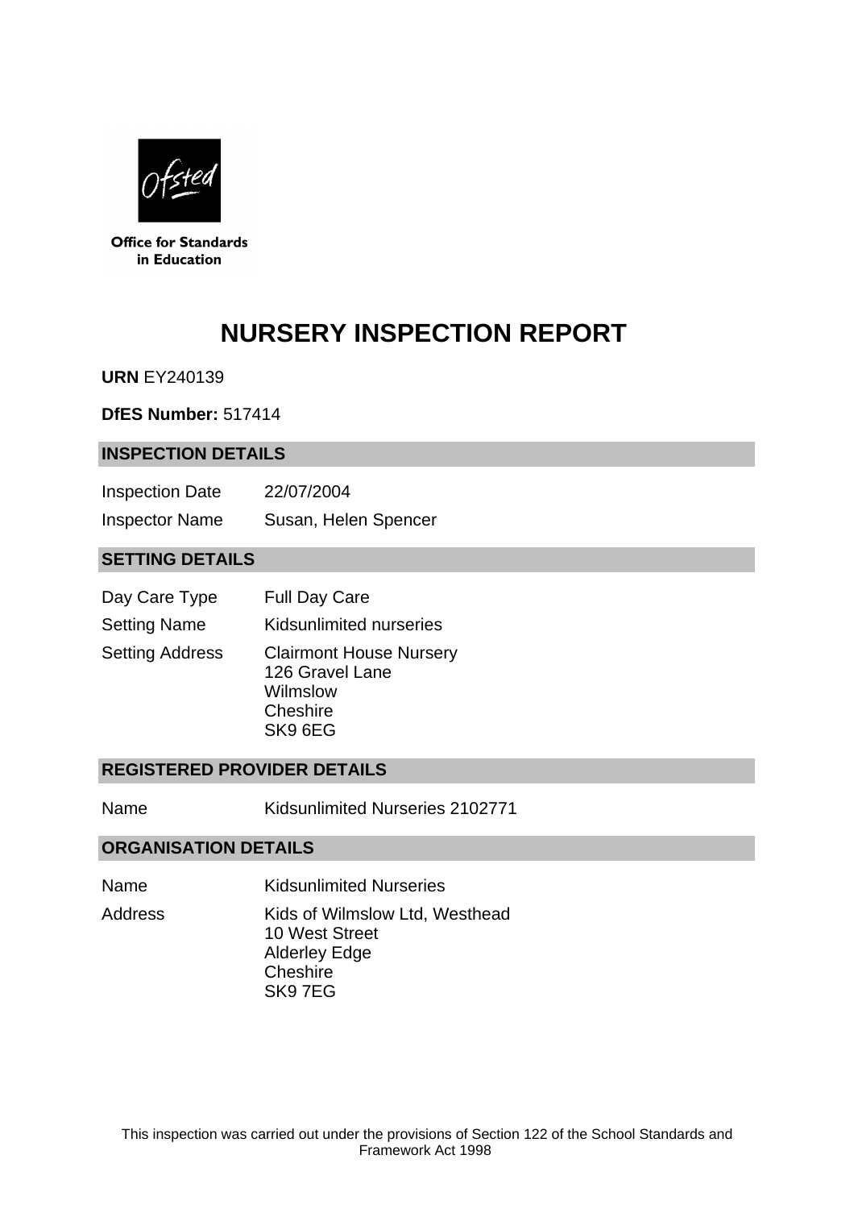Office for Standards in Education

# NURSERY INSPECTION REPORT

**URN** EY240139

**DfES Number:** 517414

## INSPECTION DETAILS

| | |
|---|---|
| Inspection Date | 22/07/2004 |
| Inspector Name | Susan, Helen Spencer |

## SETTING DETAILS

| | |
|---|---|
| Day Care Type | Full Day Care |
| Setting Name | Kidsunlimited nurseries |
| Setting Address | Clairmont House Nursery<br>126 Gravel Lane<br>Wilmslow<br>Cheshire<br>SK9 6EG |

## REGISTERED PROVIDER DETAILS

| | |
|---|---|
| Name | Kidsunlimited Nurseries 2102771 |

## ORGANISATION DETAILS

| | |
|---|---|
| Name | Kidsunlimited Nurseries |
| Address | Kids of Wilmslow Ltd, Westhead<br>10 West Street<br>Alderley Edge<br>Cheshire<br>SK9 7EG |

This inspection was carried out under the provisions of Section 122 of the School Standards and Framework Act 1998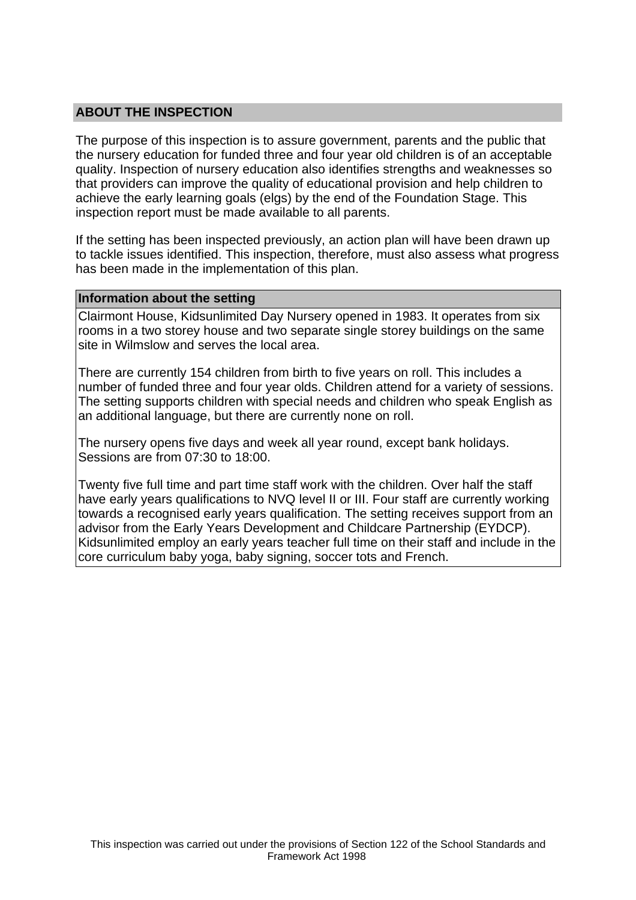## ABOUT THE INSPECTION

The purpose of this inspection is to assure government, parents and the public that the nursery education for funded three and four year old children is of an acceptable quality. Inspection of nursery education also identifies strengths and weaknesses so that providers can improve the quality of educational provision and help children to achieve the early learning goals (elgs) by the end of the Foundation Stage. This inspection report must be made available to all parents.

If the setting has been inspected previously, an action plan will have been drawn up to tackle issues identified. This inspection, therefore, must also assess what progress has been made in the implementation of this plan.

### Information about the setting

Clairmont House, Kidsunlimited Day Nursery opened in 1983. It operates from six rooms in a two storey house and two separate single storey buildings on the same site in Wilmslow and serves the local area.

There are currently 154 children from birth to five years on roll. This includes a number of funded three and four year olds. Children attend for a variety of sessions. The setting supports children with special needs and children who speak English as an additional language, but there are currently none on roll.

The nursery opens five days and week all year round, except bank holidays. Sessions are from 07:30 to 18:00.

Twenty five full time and part time staff work with the children. Over half the staff have early years qualifications to NVQ level II or III. Four staff are currently working towards a recognised early years qualification. The setting receives support from an advisor from the Early Years Development and Childcare Partnership (EYDCP). Kidsunlimited employ an early years teacher full time on their staff and include in the core curriculum baby yoga, baby signing, soccer tots and French.

This inspection was carried out under the provisions of Section 122 of the School Standards and Framework Act 1998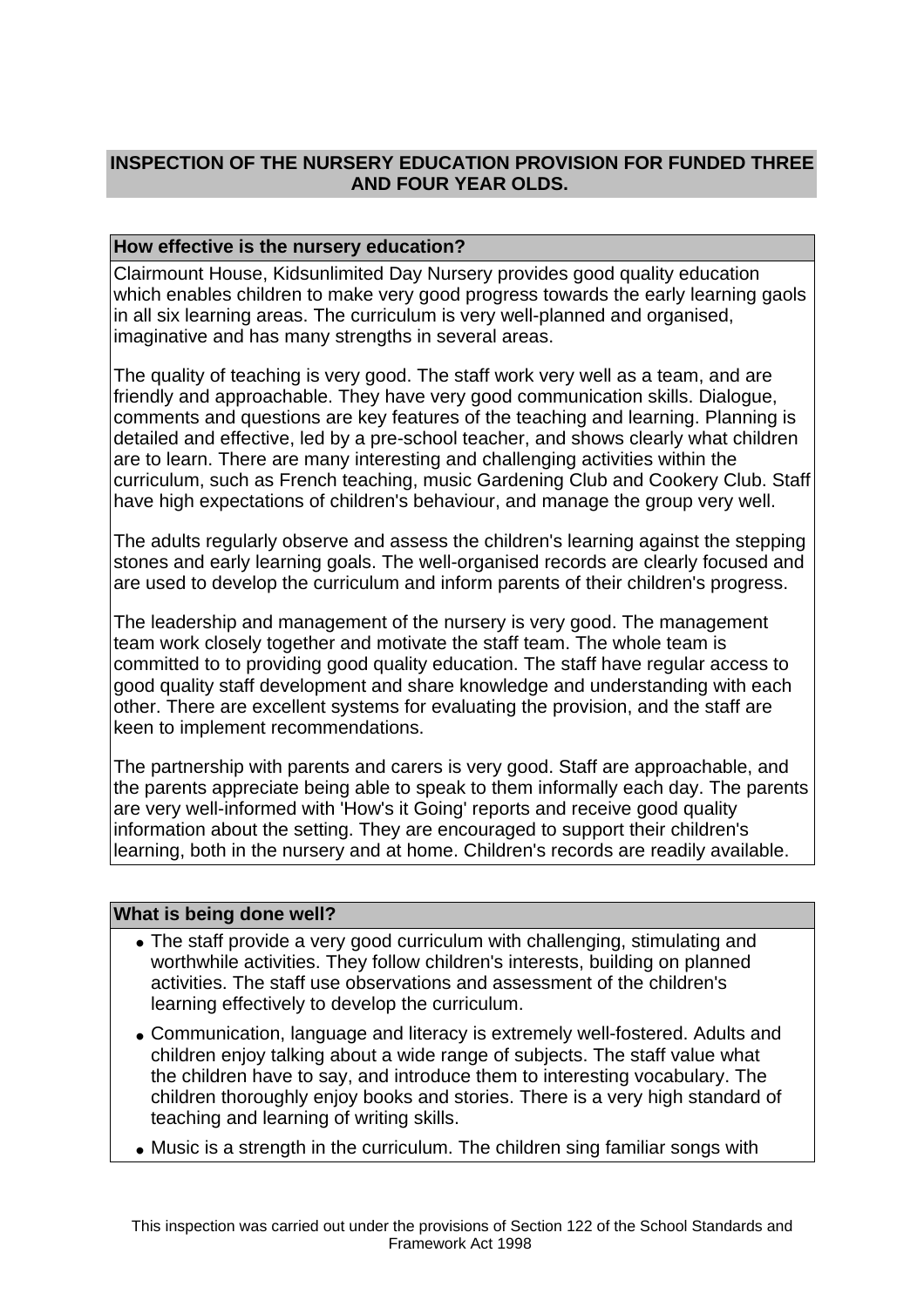## INSPECTION OF THE NURSERY EDUCATION PROVISION FOR FUNDED THREE AND FOUR YEAR OLDS.

### How effective is the nursery education?

Clairmount House, Kidsunlimited Day Nursery provides good quality education which enables children to make very good progress towards the early learning gaols in all six learning areas. The curriculum is very well-planned and organised, imaginative and has many strengths in several areas.

The quality of teaching is very good. The staff work very well as a team, and are friendly and approachable. They have very good communication skills. Dialogue, comments and questions are key features of the teaching and learning. Planning is detailed and effective, led by a pre-school teacher, and shows clearly what children are to learn. There are many interesting and challenging activities within the curriculum, such as French teaching, music Gardening Club and Cookery Club. Staff have high expectations of children's behaviour, and manage the group very well.

The adults regularly observe and assess the children's learning against the stepping stones and early learning goals. The well-organised records are clearly focused and are used to develop the curriculum and inform parents of their children's progress.

The leadership and management of the nursery is very good. The management team work closely together and motivate the staff team. The whole team is committed to to providing good quality education. The staff have regular access to good quality staff development and share knowledge and understanding with each other. There are excellent systems for evaluating the provision, and the staff are keen to implement recommendations.

The partnership with parents and carers is very good. Staff are approachable, and the parents appreciate being able to speak to them informally each day. The parents are very well-informed with 'How's it Going' reports and receive good quality information about the setting. They are encouraged to support their children's learning, both in the nursery and at home. Children's records are readily available.

### What is being done well?

- The staff provide a very good curriculum with challenging, stimulating and worthwhile activities. They follow children's interests, building on planned activities. The staff use observations and assessment of the children's learning effectively to develop the curriculum.
- Communication, language and literacy is extremely well-fostered. Adults and children enjoy talking about a wide range of subjects. The staff value what the children have to say, and introduce them to interesting vocabulary. The children thoroughly enjoy books and stories. There is a very high standard of teaching and learning of writing skills.
- Music is a strength in the curriculum. The children sing familiar songs with

This inspection was carried out under the provisions of Section 122 of the School Standards and Framework Act 1998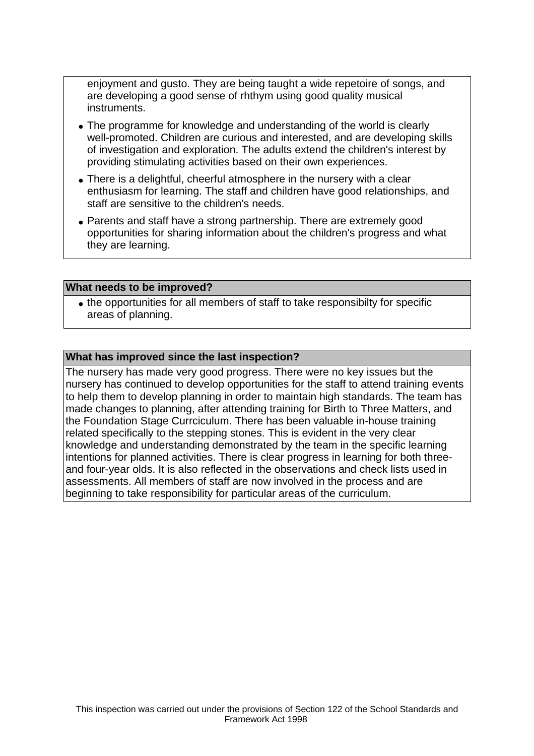enjoyment and gusto. They are being taught a wide repetoire of songs, and are developing a good sense of rhthym using good quality musical instruments.

- The programme for knowledge and understanding of the world is clearly well-promoted. Children are curious and interested, and are developing skills of investigation and exploration. The adults extend the children's interest by providing stimulating activities based on their own experiences.
- There is a delightful, cheerful atmosphere in the nursery with a clear enthusiasm for learning. The staff and children have good relationships, and staff are sensitive to the children's needs.
- Parents and staff have a strong partnership. There are extremely good opportunities for sharing information about the children's progress and what they are learning.

**What needs to be improved?**

- the opportunities for all members of staff to take responsibilty for specific areas of planning.

**What has improved since the last inspection?**

The nursery has made very good progress. There were no key issues but the nursery has continued to develop opportunities for the staff to attend training events to help them to develop planning in order to maintain high standards. The team has made changes to planning, after attending training for Birth to Three Matters, and the Foundation Stage Currciculum. There has been valuable in-house training related specifically to the stepping stones. This is evident in the very clear knowledge and understanding demonstrated by the team in the specific learning intentions for planned activities. There is clear progress in learning for both three- and four-year olds. It is also reflected in the observations and check lists used in assessments. All members of staff are now involved in the process and are beginning to take responsibility for particular areas of the curriculum.

This inspection was carried out under the provisions of Section 122 of the School Standards and Framework Act 1998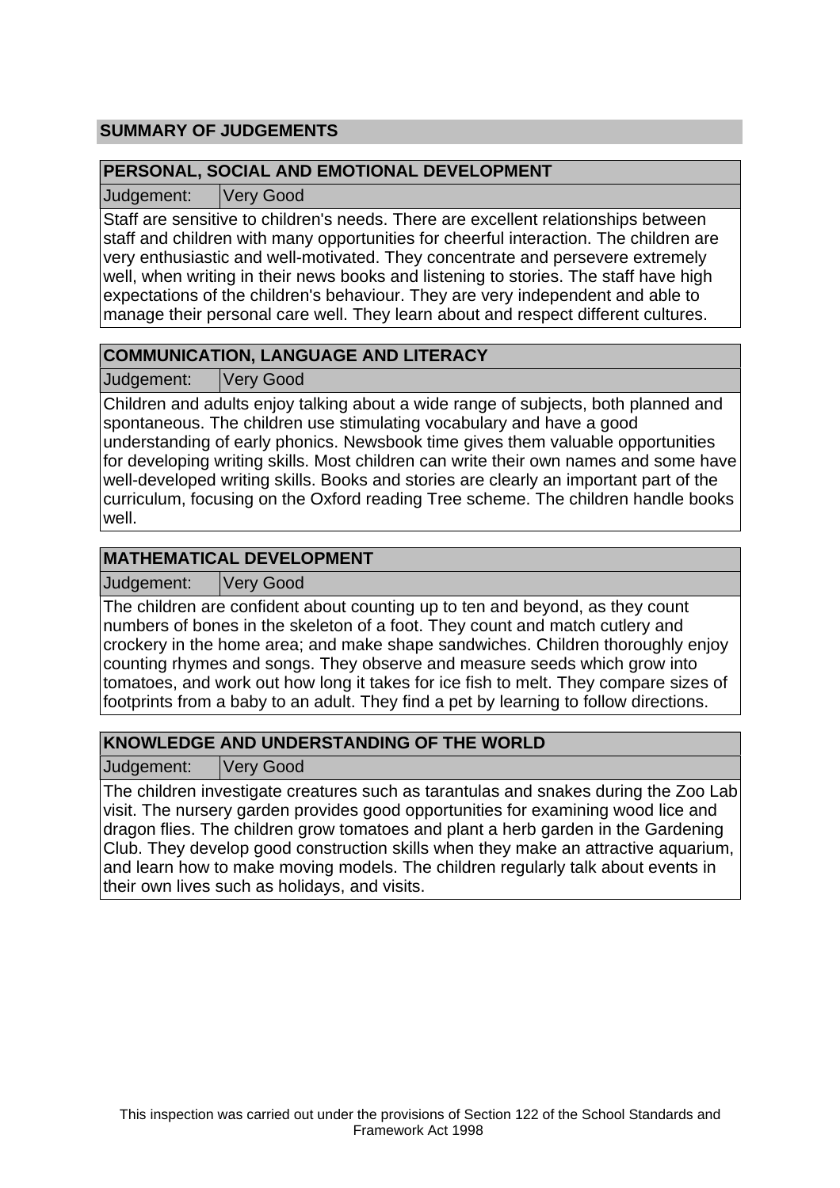## SUMMARY OF JUDGEMENTS

### PERSONAL, SOCIAL AND EMOTIONAL DEVELOPMENT

| Judgement: | Very Good |
|---|---|

Staff are sensitive to children's needs. There are excellent relationships between staff and children with many opportunities for cheerful interaction. The children are very enthusiastic and well-motivated. They concentrate and persevere extremely well, when writing in their news books and listening to stories. The staff have high expectations of the children's behaviour. They are very independent and able to manage their personal care well. They learn about and respect different cultures.

### COMMUNICATION, LANGUAGE AND LITERACY

| Judgement: | Very Good |
|---|---|

Children and adults enjoy talking about a wide range of subjects, both planned and spontaneous. The children use stimulating vocabulary and have a good understanding of early phonics. Newsbook time gives them valuable opportunities for developing writing skills. Most children can write their own names and some have well-developed writing skills. Books and stories are clearly an important part of the curriculum, focusing on the Oxford reading Tree scheme. The children handle books well.

### MATHEMATICAL DEVELOPMENT

| Judgement: | Very Good |
|---|---|

The children are confident about counting up to ten and beyond, as they count numbers of bones in the skeleton of a foot. They count and match cutlery and crockery in the home area; and make shape sandwiches. Children thoroughly enjoy counting rhymes and songs. They observe and measure seeds which grow into tomatoes, and work out how long it takes for ice fish to melt. They compare sizes of footprints from a baby to an adult. They find a pet by learning to follow directions.

### KNOWLEDGE AND UNDERSTANDING OF THE WORLD

| Judgement: | Very Good |
|---|---|

The children investigate creatures such as tarantulas and snakes during the Zoo Lab visit. The nursery garden provides good opportunities for examining wood lice and dragon flies. The children grow tomatoes and plant a herb garden in the Gardening Club. They develop good construction skills when they make an attractive aquarium, and learn how to make moving models. The children regularly talk about events in their own lives such as holidays, and visits.

This inspection was carried out under the provisions of Section 122 of the School Standards and Framework Act 1998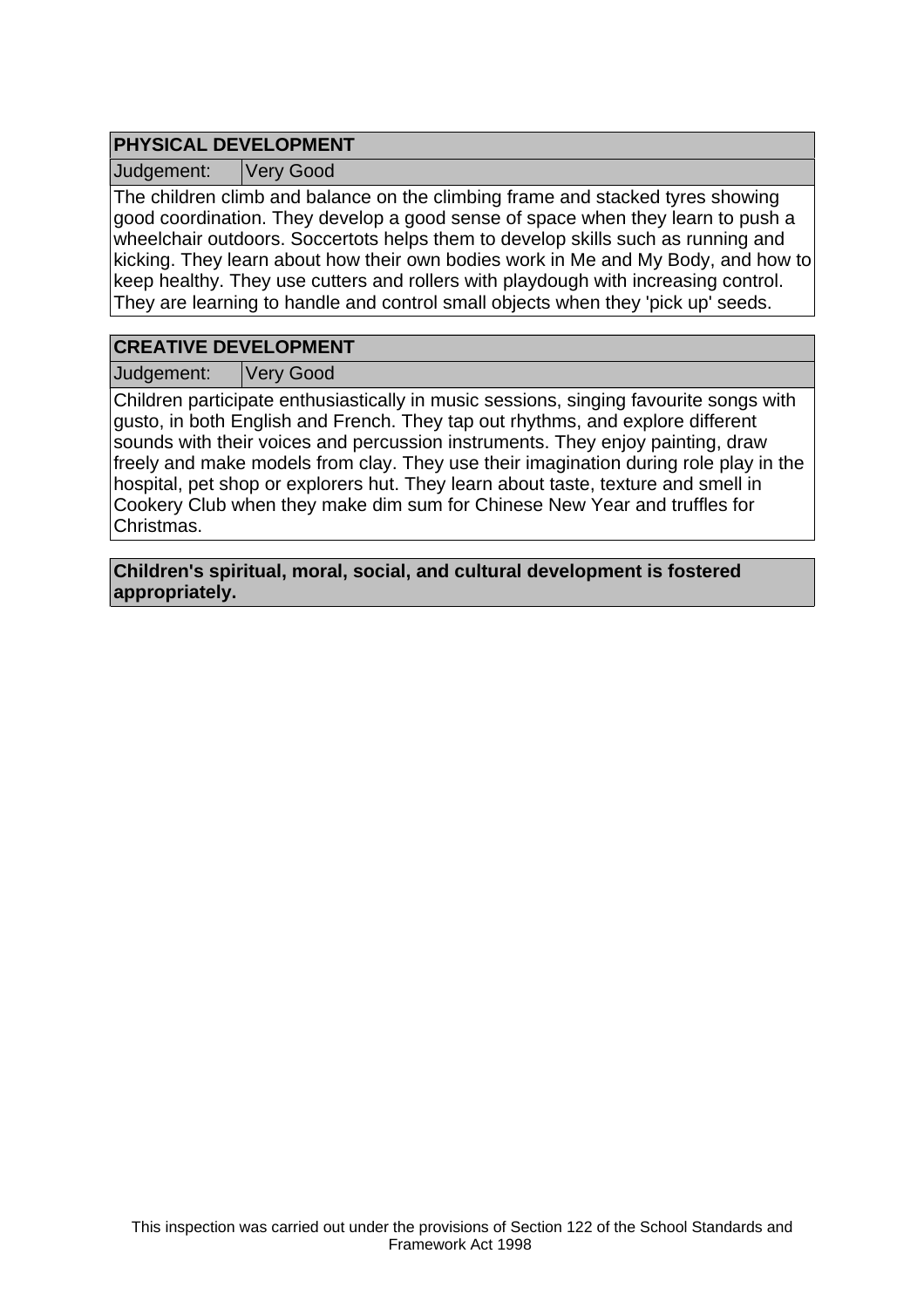## PHYSICAL DEVELOPMENT

| Judgement: | Very Good |
|---|---|

The children climb and balance on the climbing frame and stacked tyres showing good coordination. They develop a good sense of space when they learn to push a wheelchair outdoors. Soccertots helps them to develop skills such as running and kicking. They learn about how their own bodies work in Me and My Body, and how to keep healthy. They use cutters and rollers with playdough with increasing control. They are learning to handle and control small objects when they 'pick up' seeds.

## CREATIVE DEVELOPMENT

| Judgement: | Very Good |
|---|---|

Children participate enthusiastically in music sessions, singing favourite songs with gusto, in both English and French. They tap out rhythms, and explore different sounds with their voices and percussion instruments. They enjoy painting, draw freely and make models from clay. They use their imagination during role play in the hospital, pet shop or explorers hut. They learn about taste, texture and smell in Cookery Club when they make dim sum for Chinese New Year and truffles for Christmas.

**Children's spiritual, moral, social, and cultural development is fostered appropriately.**

This inspection was carried out under the provisions of Section 122 of the School Standards and Framework Act 1998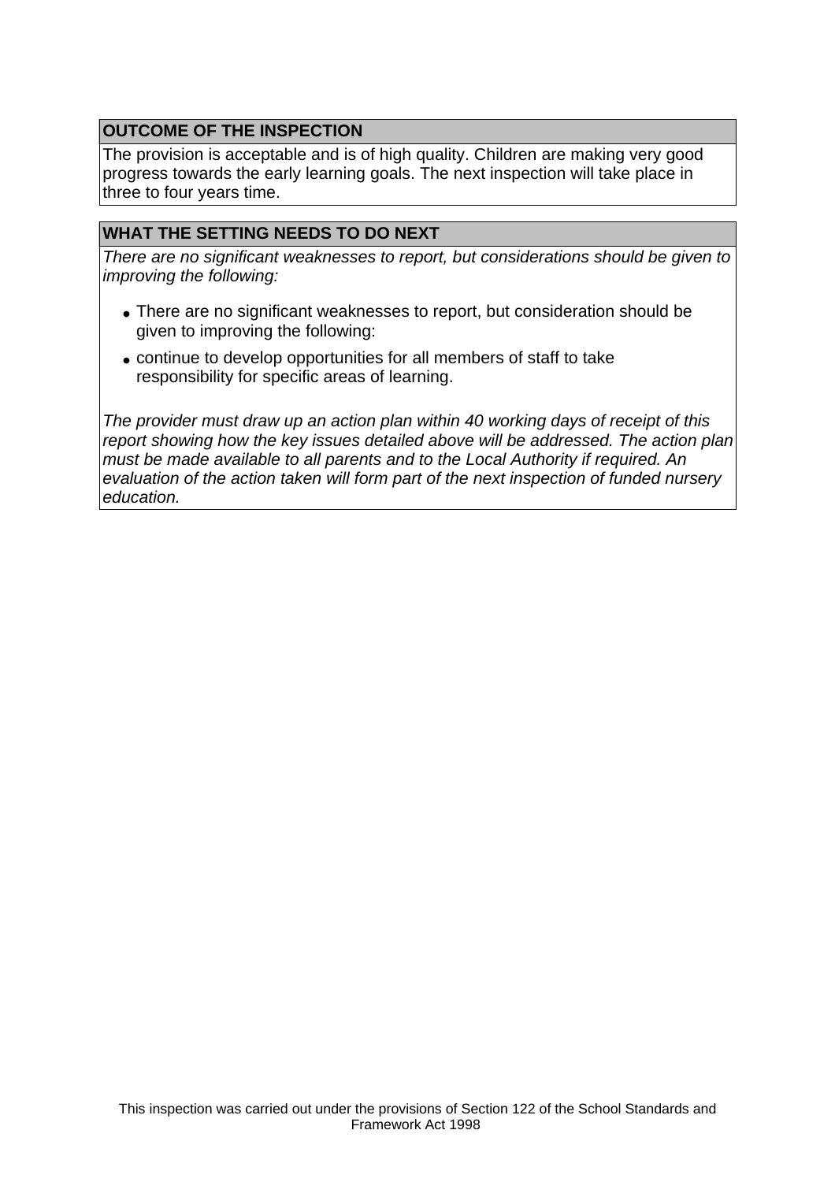## OUTCOME OF THE INSPECTION

The provision is acceptable and is of high quality. Children are making very good progress towards the early learning goals. The next inspection will take place in three to four years time.

## WHAT THE SETTING NEEDS TO DO NEXT

*There are no significant weaknesses to report, but considerations should be given to improving the following:*

- There are no significant weaknesses to report, but consideration should be given to improving the following:
- continue to develop opportunities for all members of staff to take responsibility for specific areas of learning.

*The provider must draw up an action plan within 40 working days of receipt of this report showing how the key issues detailed above will be addressed. The action plan must be made available to all parents and to the Local Authority if required. An evaluation of the action taken will form part of the next inspection of funded nursery education.*

This inspection was carried out under the provisions of Section 122 of the School Standards and Framework Act 1998